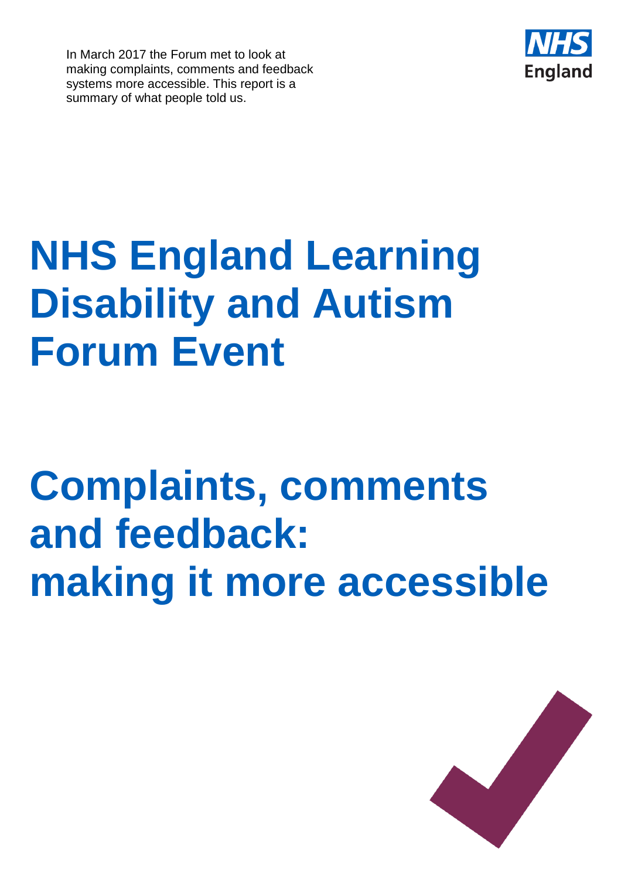In March 2017 the Forum met to look at making complaints, comments and feedback systems more accessible. This report is a summary of what people told us.

# NHS England Learning Disability and Autism Forum Event

# Complaints, comments and feedback: making it more accessible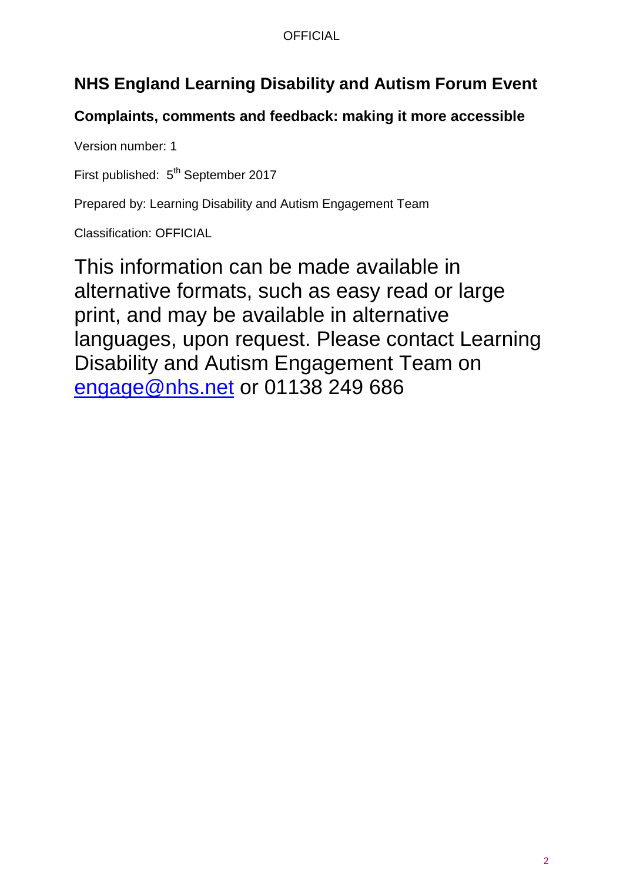## NHS England Learning Disability and Autism Forum Event

### Complaints, comments and feedback: making it more accessible

Version number: 1

First published: 5th September 2017

Prepared by: Learning Disability and Autism Engagement Team

Classification: OFFICIAL

This information can be made available in alternative formats, such as easy read or large print, and may be available in alternative languages, upon request. Please contact Learning Disability and Autism Engagement Team on engage@nhs.net or 01138 249 686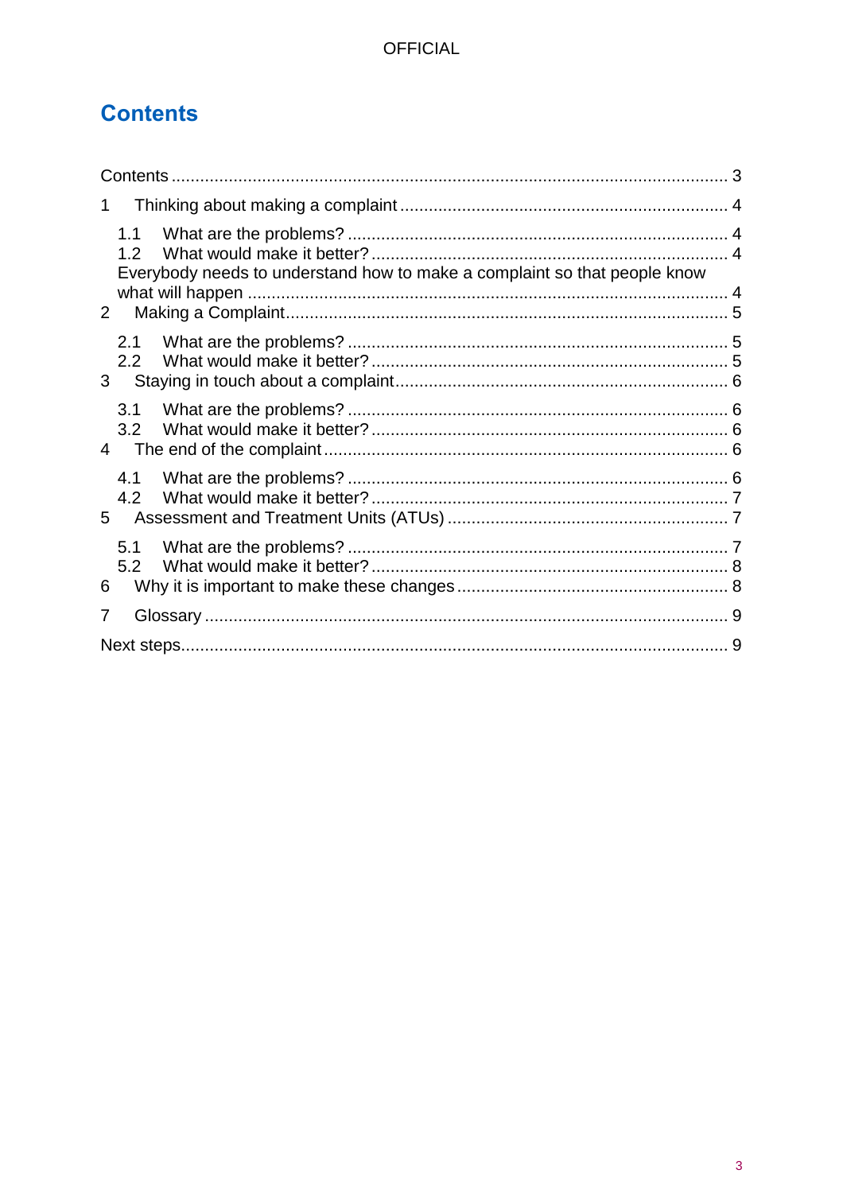# Contents

Contents ........................................................................................................ 3

1 Thinking about making a complaint ..................................................................... 4

- 1.1 What are the problems? ................................................................................ 4
- 1.2 What would make it better? .......................................................................... 4
- Everybody needs to understand how to make a complaint so that people know what will happen ....................................................................................................... 4

2 Making a Complaint ............................................................................................ 5

- 2.1 What are the problems? ................................................................................ 5
- 2.2 What would make it better? .......................................................................... 5

3 Staying in touch about a complaint ..................................................................... 6

- 3.1 What are the problems? ................................................................................ 6
- 3.2 What would make it better? .......................................................................... 6

4 The end of the complaint .................................................................................... 6

- 4.1 What are the problems? ................................................................................ 6
- 4.2 What would make it better? .......................................................................... 7

5 Assessment and Treatment Units (ATUs) ........................................................... 7

- 5.1 What are the problems? ................................................................................ 7
- 5.2 What would make it better? .......................................................................... 8

6 Why it is important to make these changes ........................................................ 8

7 Glossary ............................................................................................................. 9

Next steps ............................................................................................................. 9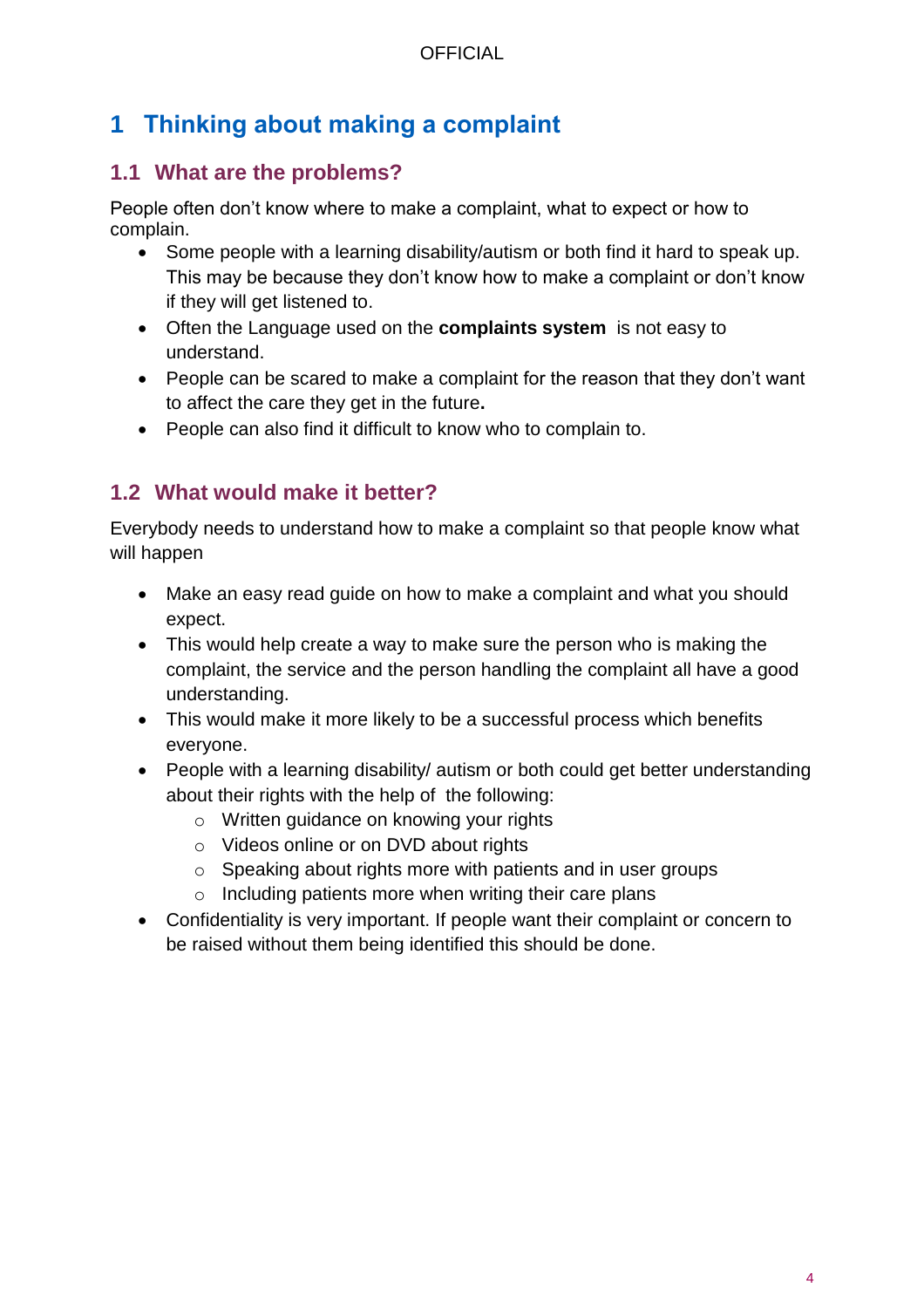# 1 Thinking about making a complaint

## 1.1 What are the problems?

People often don't know where to make a complaint, what to expect or how to complain.

- Some people with a learning disability/autism or both find it hard to speak up. This may be because they don't know how to make a complaint or don't know if they will get listened to.
- Often the Language used on the **complaints system** is not easy to understand.
- People can be scared to make a complaint for the reason that they don't want to affect the care they get in the future**.**
- People can also find it difficult to know who to complain to.

## 1.2 What would make it better?

Everybody needs to understand how to make a complaint so that people know what will happen

- Make an easy read guide on how to make a complaint and what you should expect.
- This would help create a way to make sure the person who is making the complaint, the service and the person handling the complaint all have a good understanding.
- This would make it more likely to be a successful process which benefits everyone.
- People with a learning disability/ autism or both could get better understanding about their rights with the help of the following:
  - Written guidance on knowing your rights
  - Videos online or on DVD about rights
  - Speaking about rights more with patients and in user groups
  - Including patients more when writing their care plans
- Confidentiality is very important. If people want their complaint or concern to be raised without them being identified this should be done.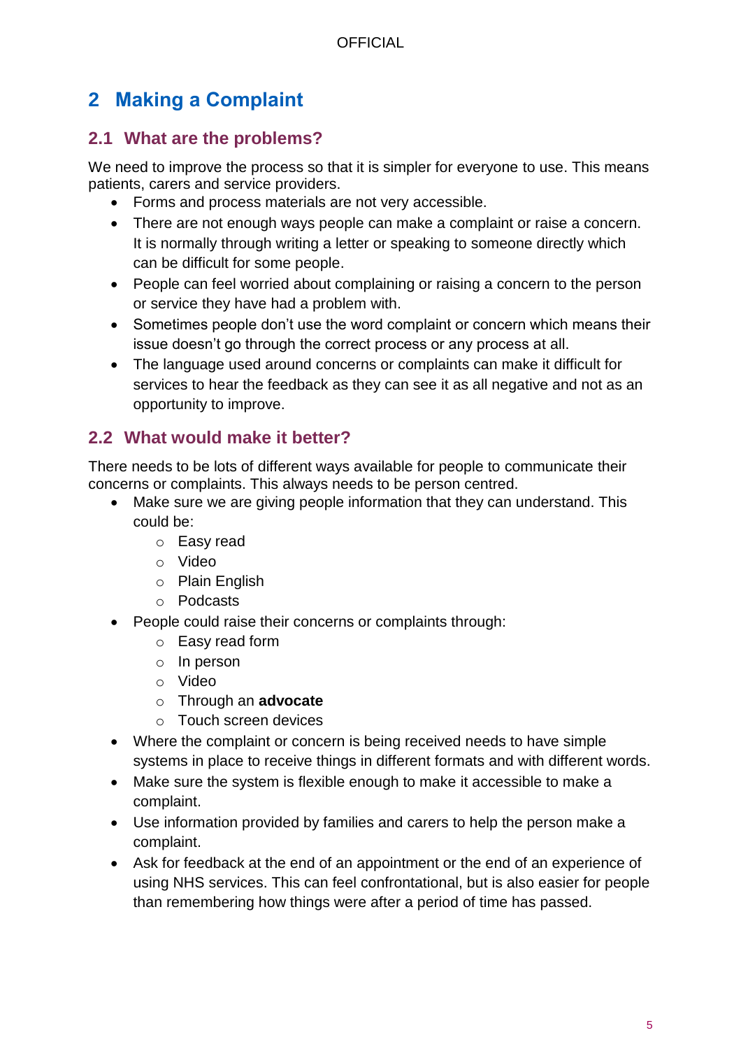# 2 Making a Complaint

## 2.1 What are the problems?

We need to improve the process so that it is simpler for everyone to use. This means patients, carers and service providers.

- Forms and process materials are not very accessible.
- There are not enough ways people can make a complaint or raise a concern. It is normally through writing a letter or speaking to someone directly which can be difficult for some people.
- People can feel worried about complaining or raising a concern to the person or service they have had a problem with.
- Sometimes people don't use the word complaint or concern which means their issue doesn't go through the correct process or any process at all.
- The language used around concerns or complaints can make it difficult for services to hear the feedback as they can see it as all negative and not as an opportunity to improve.

## 2.2 What would make it better?

There needs to be lots of different ways available for people to communicate their concerns or complaints. This always needs to be person centred.

- Make sure we are giving people information that they can understand. This could be:
    - Easy read
    - Video
    - Plain English
    - Podcasts
- People could raise their concerns or complaints through:
    - Easy read form
    - In person
    - Video
    - Through an **advocate**
    - Touch screen devices
- Where the complaint or concern is being received needs to have simple systems in place to receive things in different formats and with different words.
- Make sure the system is flexible enough to make it accessible to make a complaint.
- Use information provided by families and carers to help the person make a complaint.
- Ask for feedback at the end of an appointment or the end of an experience of using NHS services. This can feel confrontational, but is also easier for people than remembering how things were after a period of time has passed.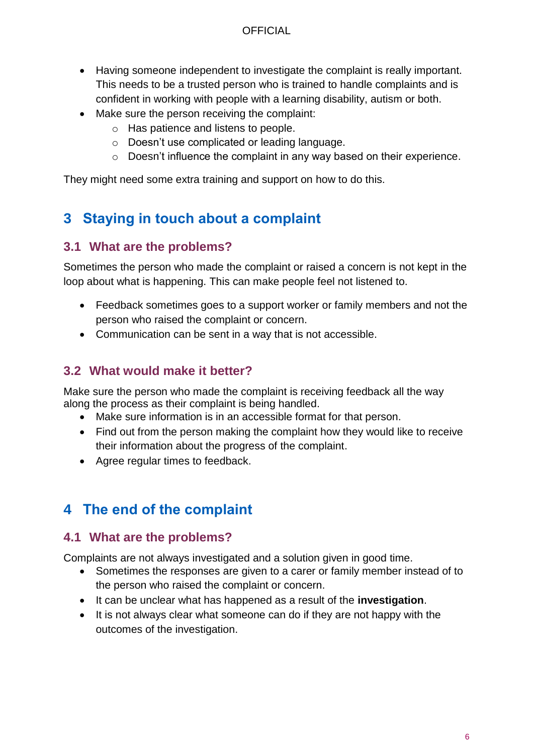- Having someone independent to investigate the complaint is really important. This needs to be a trusted person who is trained to handle complaints and is confident in working with people with a learning disability, autism or both.
- Make sure the person receiving the complaint:
  - Has patience and listens to people.
  - Doesn't use complicated or leading language.
  - Doesn't influence the complaint in any way based on their experience.

They might need some extra training and support on how to do this.

# 3 Staying in touch about a complaint

## 3.1 What are the problems?

Sometimes the person who made the complaint or raised a concern is not kept in the loop about what is happening. This can make people feel not listened to.

- Feedback sometimes goes to a support worker or family members and not the person who raised the complaint or concern.
- Communication can be sent in a way that is not accessible.

## 3.2 What would make it better?

Make sure the person who made the complaint is receiving feedback all the way along the process as their complaint is being handled.

- Make sure information is in an accessible format for that person.
- Find out from the person making the complaint how they would like to receive their information about the progress of the complaint.
- Agree regular times to feedback.

# 4 The end of the complaint

## 4.1 What are the problems?

Complaints are not always investigated and a solution given in good time.

- Sometimes the responses are given to a carer or family member instead of to the person who raised the complaint or concern.
- It can be unclear what has happened as a result of the **investigation**.
- It is not always clear what someone can do if they are not happy with the outcomes of the investigation.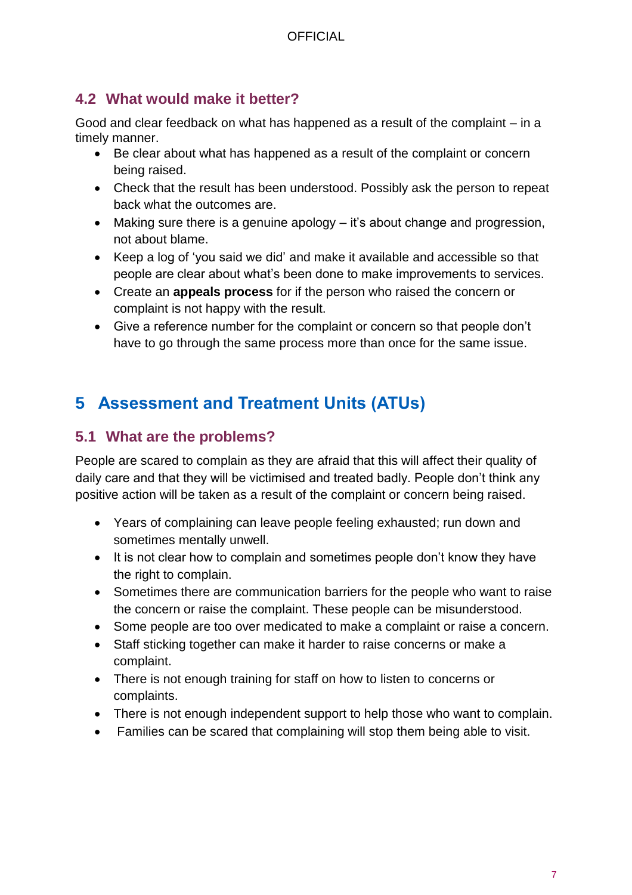### 4.2 What would make it better?

Good and clear feedback on what has happened as a result of the complaint – in a timely manner.

- Be clear about what has happened as a result of the complaint or concern being raised.
- Check that the result has been understood. Possibly ask the person to repeat back what the outcomes are.
- Making sure there is a genuine apology – it's about change and progression, not about blame.
- Keep a log of 'you said we did' and make it available and accessible so that people are clear about what's been done to make improvements to services.
- Create an **appeals process** for if the person who raised the concern or complaint is not happy with the result.
- Give a reference number for the complaint or concern so that people don't have to go through the same process more than once for the same issue.

## 5 Assessment and Treatment Units (ATUs)

### 5.1 What are the problems?

People are scared to complain as they are afraid that this will affect their quality of daily care and that they will be victimised and treated badly. People don't think any positive action will be taken as a result of the complaint or concern being raised.

- Years of complaining can leave people feeling exhausted; run down and sometimes mentally unwell.
- It is not clear how to complain and sometimes people don't know they have the right to complain.
- Sometimes there are communication barriers for the people who want to raise the concern or raise the complaint. These people can be misunderstood.
- Some people are too over medicated to make a complaint or raise a concern.
- Staff sticking together can make it harder to raise concerns or make a complaint.
- There is not enough training for staff on how to listen to concerns or complaints.
- There is not enough independent support to help those who want to complain.
- Families can be scared that complaining will stop them being able to visit.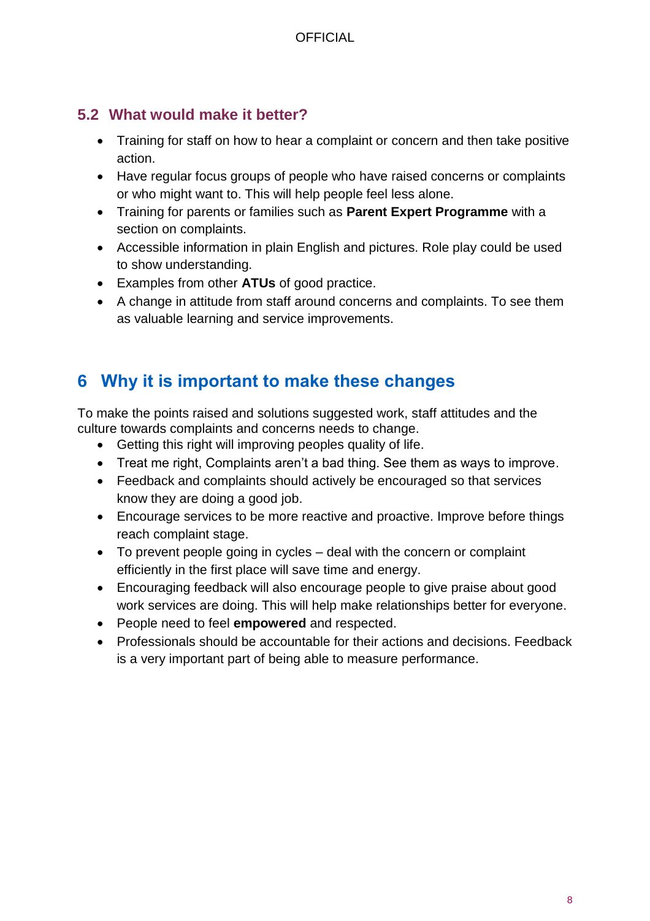### 5.2 What would make it better?

- Training for staff on how to hear a complaint or concern and then take positive action.
- Have regular focus groups of people who have raised concerns or complaints or who might want to. This will help people feel less alone.
- Training for parents or families such as **Parent Expert Programme** with a section on complaints.
- Accessible information in plain English and pictures. Role play could be used to show understanding.
- Examples from other **ATUs** of good practice.
- A change in attitude from staff around concerns and complaints. To see them as valuable learning and service improvements.

## 6 Why it is important to make these changes

To make the points raised and solutions suggested work, staff attitudes and the culture towards complaints and concerns needs to change.

- Getting this right will improving peoples quality of life.
- Treat me right, Complaints aren't a bad thing. See them as ways to improve.
- Feedback and complaints should actively be encouraged so that services know they are doing a good job.
- Encourage services to be more reactive and proactive. Improve before things reach complaint stage.
- To prevent people going in cycles – deal with the concern or complaint efficiently in the first place will save time and energy.
- Encouraging feedback will also encourage people to give praise about good work services are doing. This will help make relationships better for everyone.
- People need to feel **empowered** and respected.
- Professionals should be accountable for their actions and decisions. Feedback is a very important part of being able to measure performance.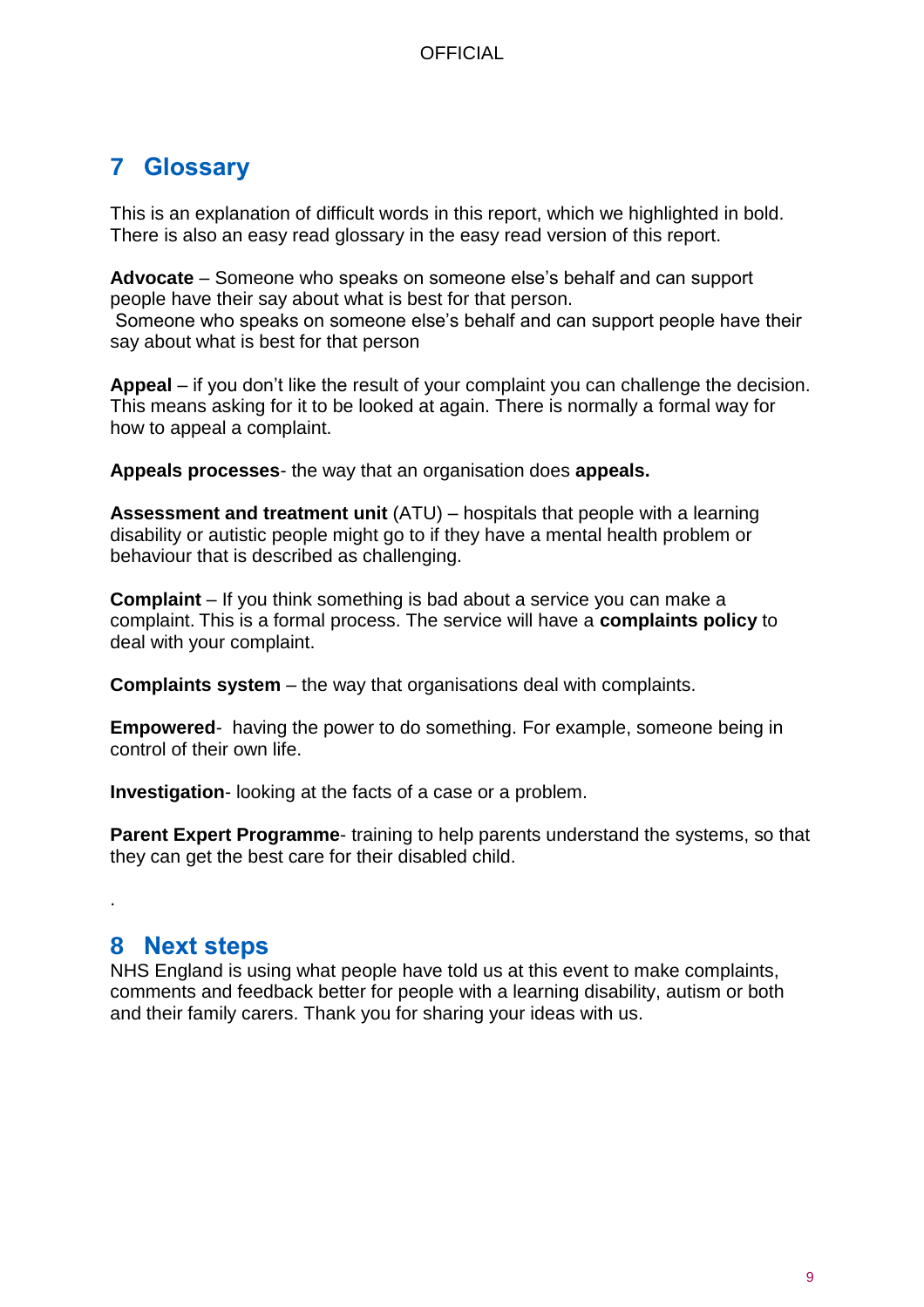## 7 Glossary

This is an explanation of difficult words in this report, which we highlighted in bold. There is also an easy read glossary in the easy read version of this report.

**Advocate** – Someone who speaks on someone else's behalf and can support people have their say about what is best for that person.
Someone who speaks on someone else's behalf and can support people have their say about what is best for that person

**Appeal** – if you don't like the result of your complaint you can challenge the decision. This means asking for it to be looked at again. There is normally a formal way for how to appeal a complaint.

**Appeals processes**- the way that an organisation does **appeals.**

**Assessment and treatment unit** (ATU) – hospitals that people with a learning disability or autistic people might go to if they have a mental health problem or behaviour that is described as challenging.

**Complaint** – If you think something is bad about a service you can make a complaint. This is a formal process. The service will have a **complaints policy** to deal with your complaint.

**Complaints system** – the way that organisations deal with complaints.

**Empowered**- having the power to do something. For example, someone being in control of their own life.

**Investigation**- looking at the facts of a case or a problem.

**Parent Expert Programme**- training to help parents understand the systems, so that they can get the best care for their disabled child.

.

## 8 Next steps

NHS England is using what people have told us at this event to make complaints, comments and feedback better for people with a learning disability, autism or both and their family carers. Thank you for sharing your ideas with us.